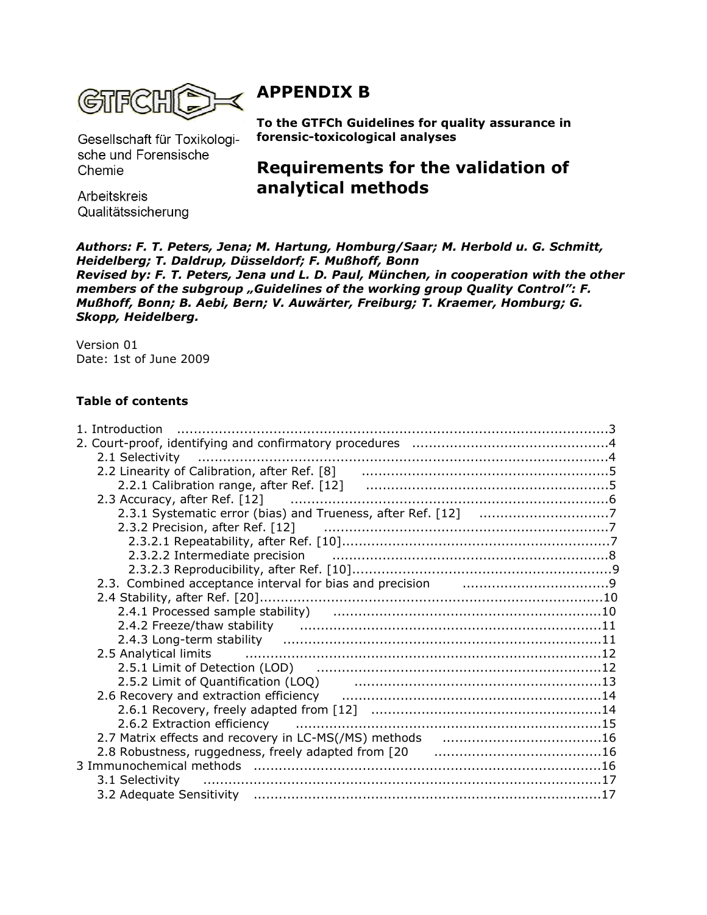GTFCh

Gesellschaft für Toxikologische und Forensische Chemie

Arbeitskreis Qualitätssicherung

# APPENDIX B

**To the GTFCh Guidelines for quality assurance in forensic-toxicological analyses**

# Requirements for the validation of analytical methods

***Authors: F. T. Peters, Jena; M. Hartung, Homburg/Saar; M. Herbold u. G. Schmitt, Heidelberg; T. Daldrup, Düsseldorf; F. Mußhoff, Bonn***
***Revised by: F. T. Peters, Jena und L. D. Paul, München, in cooperation with the other members of the subgroup „Guidelines of the working group Quality Control": F. Mußhoff, Bonn; B. Aebi, Bern; V. Auwärter, Freiburg; T. Kraemer, Homburg; G. Skopp, Heidelberg.***

Version 01
Date: 1st of June 2009

**Table of contents**

1. Introduction ....................................................................................................3
2. Court-proof, identifying and confirmatory procedures ..............................................4
   - 2.1 Selectivity ..................................................................................................4
   - 2.2 Linearity of Calibration, after Ref. [8] ..........................................................5
     - 2.2.1 Calibration range, after Ref. [12] .........................................................5
   - 2.3 Accuracy, after Ref. [12] ............................................................................6
     - 2.3.1 Systematic error (bias) and Trueness, after Ref. [12] ..............................7
     - 2.3.2 Precision, after Ref. [12] ....................................................................7
       - 2.3.2.1 Repeatability, after Ref. [10]...............................................................7
       - 2.3.2.2 Intermediate precision .................................................................8
       - 2.3.2.3 Reproducibility, after Ref. [10].............................................................9
   - 2.3. Combined acceptance interval for bias and precision ..................................9
   - 2.4 Stability, after Ref. [20].................................................................................10
     - 2.4.1 Processed sample stability) ...............................................................10
     - 2.4.2 Freeze/thaw stability .......................................................................11
     - 2.4.3 Long-term stability ...........................................................................11
   - 2.5 Analytical limits ...................................................................................12
     - 2.5.1 Limit of Detection (LOD) ..................................................................12
     - 2.5.2 Limit of Quantification (LOQ) ...........................................................13
   - 2.6 Recovery and extraction efficiency .............................................................14
     - 2.6.1 Recovery, freely adapted from [12] ......................................................14
     - 2.6.2 Extraction efficiency ........................................................................15
   - 2.7 Matrix effects and recovery in LC-MS(/MS) methods .....................................16
   - 2.8 Robustness, ruggedness, freely adapted from [20 .......................................16
3 Immunochemical methods ...................................................................................16
   - 3.1 Selectivity ...............................................................................................17
   - 3.2 Adequate Sensitivity ..................................................................................17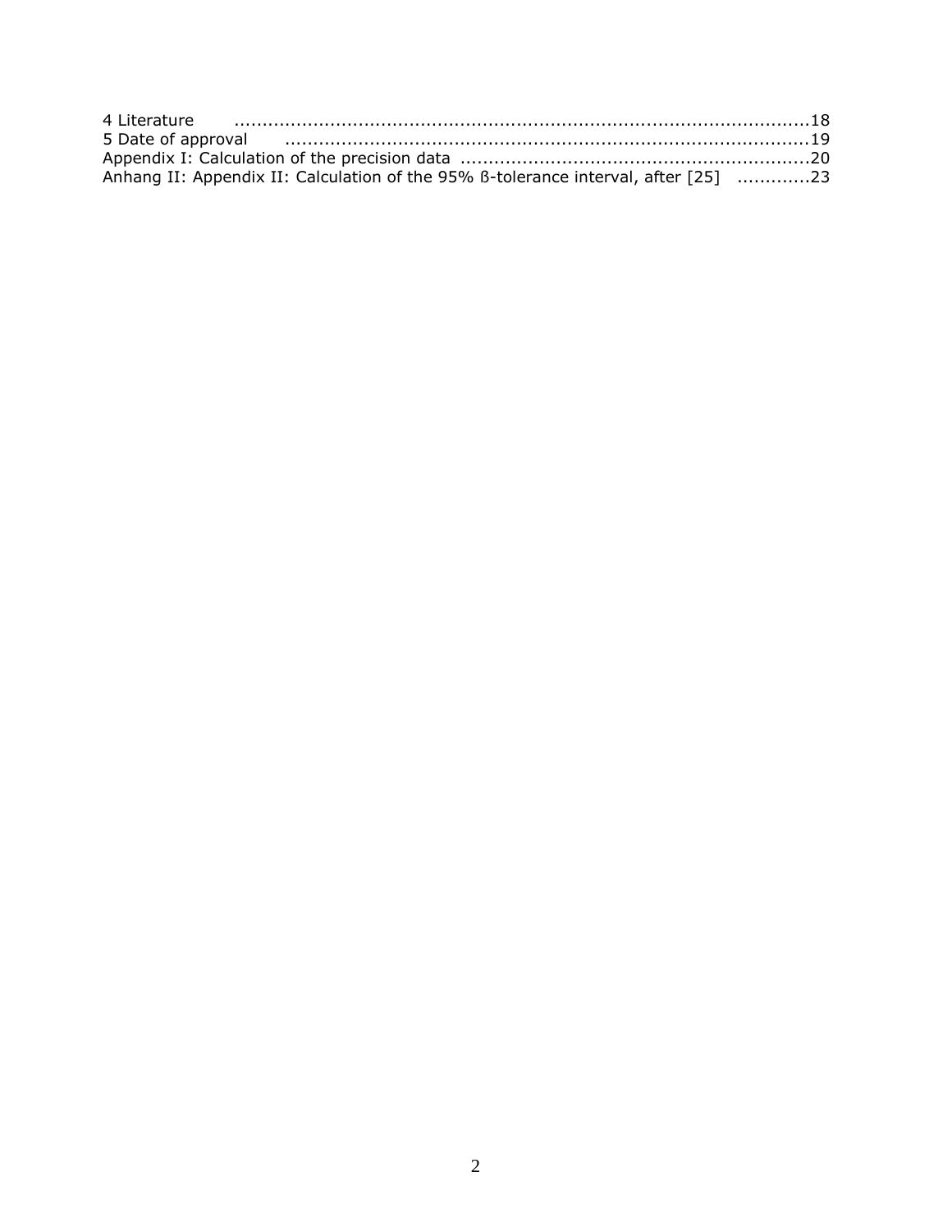4 Literature ......................................................................................................18
5 Date of approval ............................................................................................19
Appendix I: Calculation of the precision data ..............................................................20
Anhang II: Appendix II: Calculation of the 95% ß-tolerance interval, after [25] ............23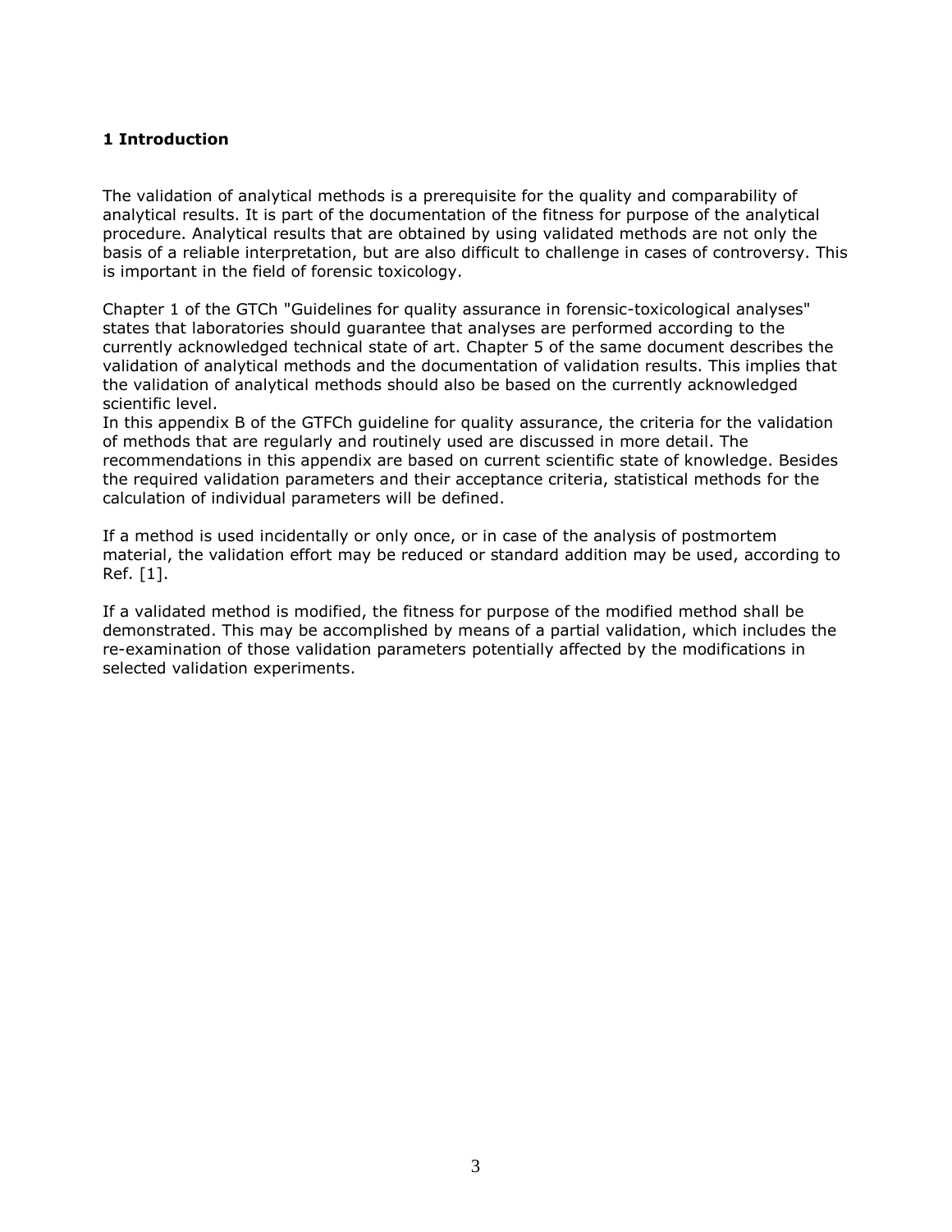# 1 Introduction

The validation of analytical methods is a prerequisite for the quality and comparability of analytical results. It is part of the documentation of the fitness for purpose of the analytical procedure. Analytical results that are obtained by using validated methods are not only the basis of a reliable interpretation, but are also difficult to challenge in cases of controversy. This is important in the field of forensic toxicology.

Chapter 1 of the GTCh "Guidelines for quality assurance in forensic-toxicological analyses" states that laboratories should guarantee that analyses are performed according to the currently acknowledged technical state of art. Chapter 5 of the same document describes the validation of analytical methods and the documentation of validation results. This implies that the validation of analytical methods should also be based on the currently acknowledged scientific level.
In this appendix B of the GTFCh guideline for quality assurance, the criteria for the validation of methods that are regularly and routinely used are discussed in more detail. The recommendations in this appendix are based on current scientific state of knowledge. Besides the required validation parameters and their acceptance criteria, statistical methods for the calculation of individual parameters will be defined.

If a method is used incidentally or only once, or in case of the analysis of postmortem material, the validation effort may be reduced or standard addition may be used, according to Ref. [1].

If a validated method is modified, the fitness for purpose of the modified method shall be demonstrated. This may be accomplished by means of a partial validation, which includes the re-examination of those validation parameters potentially affected by the modifications in selected validation experiments.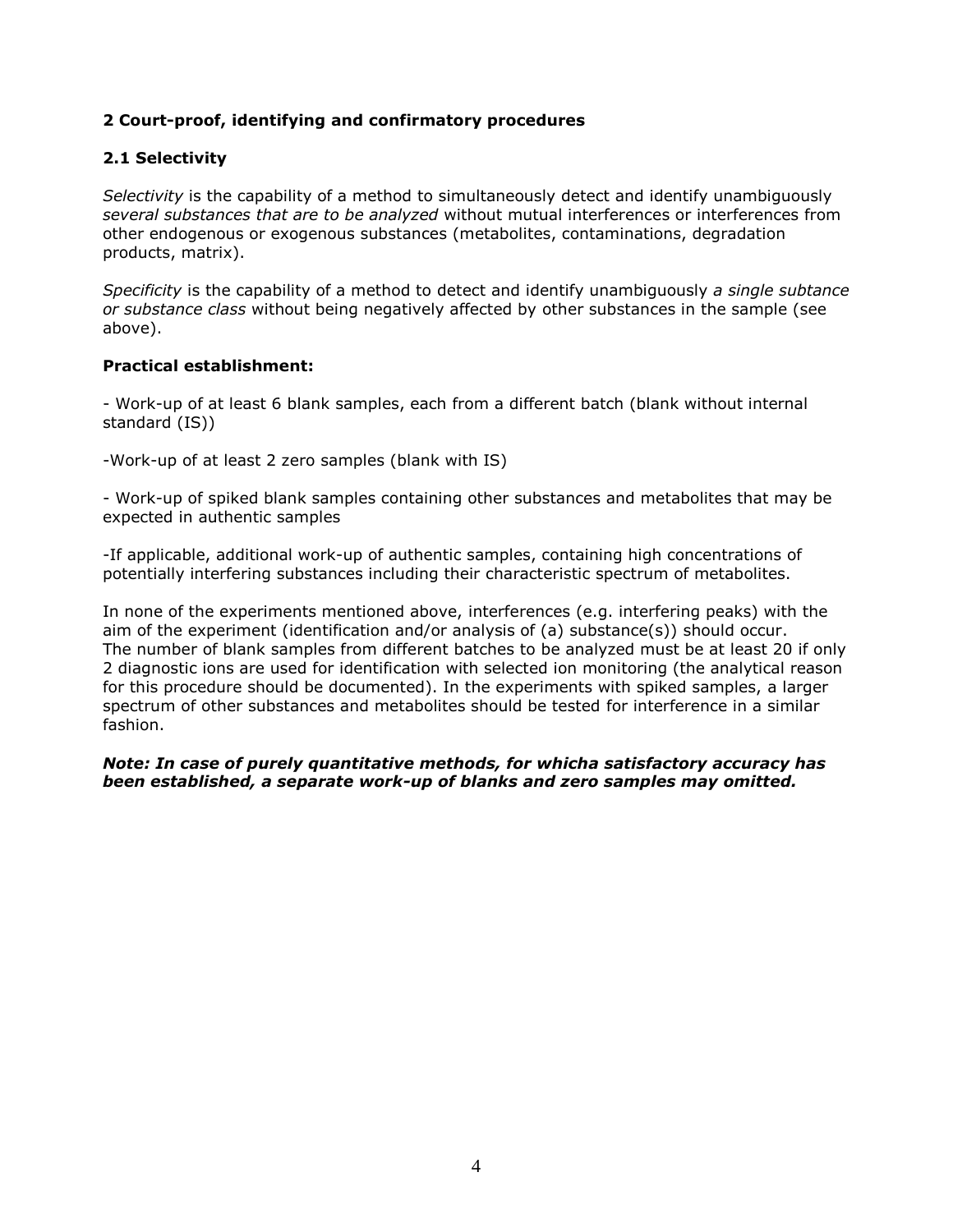## 2 Court-proof, identifying and confirmatory procedures

### 2.1 Selectivity

*Selectivity* is the capability of a method to simultaneously detect and identify unambiguously *several substances that are to be analyzed* without mutual interferences or interferences from other endogenous or exogenous substances (metabolites, contaminations, degradation products, matrix).

*Specificity* is the capability of a method to detect and identify unambiguously *a single subtance or substance class* without being negatively affected by other substances in the sample (see above).

**Practical establishment:**

- Work-up of at least 6 blank samples, each from a different batch (blank without internal standard (IS))

-Work-up of at least 2 zero samples (blank with IS)

- Work-up of spiked blank samples containing other substances and metabolites that may be expected in authentic samples

-If applicable, additional work-up of authentic samples, containing high concentrations of potentially interfering substances including their characteristic spectrum of metabolites.

In none of the experiments mentioned above, interferences (e.g. interfering peaks) with the aim of the experiment (identification and/or analysis of (a) substance(s)) should occur. The number of blank samples from different batches to be analyzed must be at least 20 if only 2 diagnostic ions are used for identification with selected ion monitoring (the analytical reason for this procedure should be documented). In the experiments with spiked samples, a larger spectrum of other substances and metabolites should be tested for interference in a similar fashion.

***Note: In case of purely quantitative methods, for whicha satisfactory accuracy has been established, a separate work-up of blanks and zero samples may omitted.***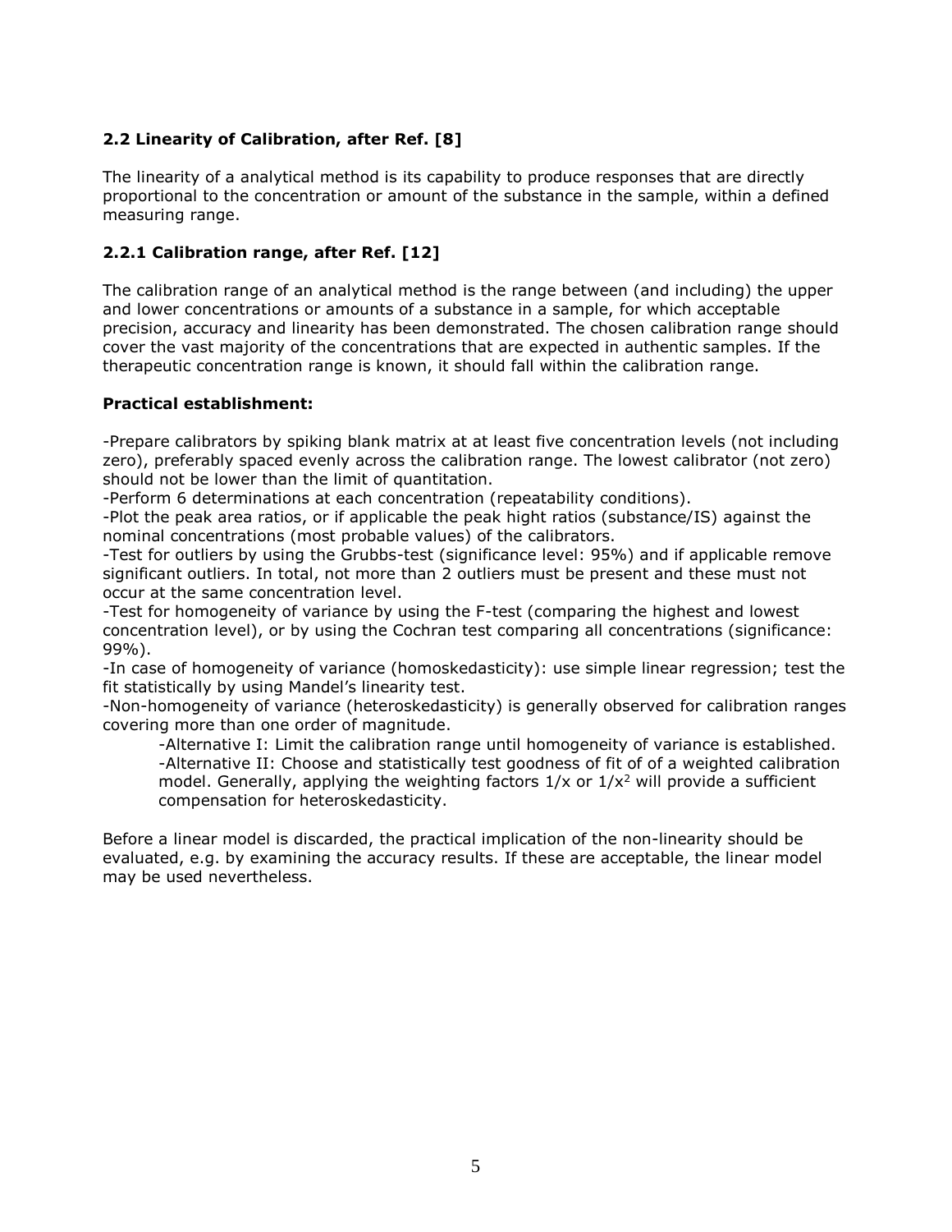### 2.2 Linearity of Calibration, after Ref. [8]

The linearity of a analytical method is its capability to produce responses that are directly proportional to the concentration or amount of the substance in the sample, within a defined measuring range.

### 2.2.1 Calibration range, after Ref. [12]

The calibration range of an analytical method is the range between (and including) the upper and lower concentrations or amounts of a substance in a sample, for which acceptable precision, accuracy and linearity has been demonstrated. The chosen calibration range should cover the vast majority of the concentrations that are expected in authentic samples. If the therapeutic concentration range is known, it should fall within the calibration range.

**Practical establishment:**

-Prepare calibrators by spiking blank matrix at at least five concentration levels (not including zero), preferably spaced evenly across the calibration range. The lowest calibrator (not zero) should not be lower than the limit of quantitation.
-Perform 6 determinations at each concentration (repeatability conditions).
-Plot the peak area ratios, or if applicable the peak hight ratios (substance/IS) against the nominal concentrations (most probable values) of the calibrators.
-Test for outliers by using the Grubbs-test (significance level: 95%) and if applicable remove significant outliers. In total, not more than 2 outliers must be present and these must not occur at the same concentration level.
-Test for homogeneity of variance by using the F-test (comparing the highest and lowest concentration level), or by using the Cochran test comparing all concentrations (significance: 99%).
-In case of homogeneity of variance (homoskedasticity): use simple linear regression; test the fit statistically by using Mandel's linearity test.
-Non-homogeneity of variance (heteroskedasticity) is generally observed for calibration ranges covering more than one order of magnitude.

> -Alternative I: Limit the calibration range until homogeneity of variance is established.
> -Alternative II: Choose and statistically test goodness of fit of of a weighted calibration model. Generally, applying the weighting factors $1/x$ or $1/x^2$ will provide a sufficient compensation for heteroskedasticity.

Before a linear model is discarded, the practical implication of the non-linearity should be evaluated, e.g. by examining the accuracy results. If these are acceptable, the linear model may be used nevertheless.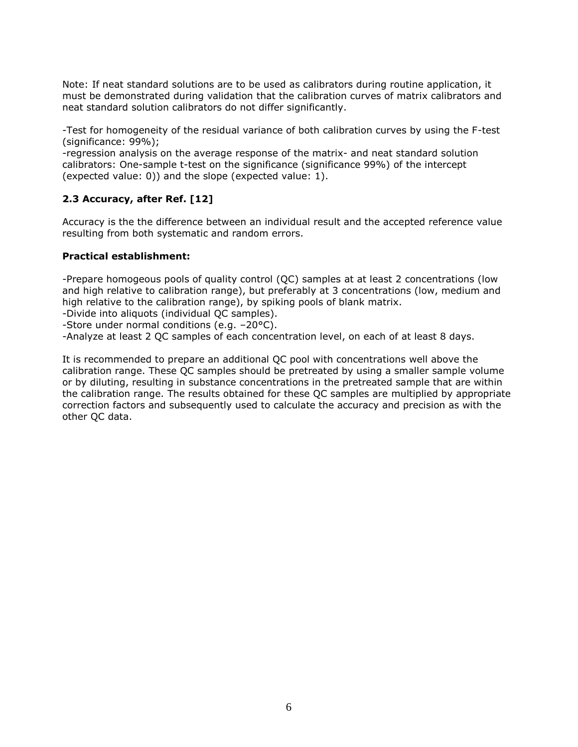Note: If neat standard solutions are to be used as calibrators during routine application, it must be demonstrated during validation that the calibration curves of matrix calibrators and neat standard solution calibrators do not differ significantly.

-Test for homogeneity of the residual variance of both calibration curves by using the F-test (significance: 99%);

-regression analysis on the average response of the matrix- and neat standard solution calibrators: One-sample t-test on the significance (significance 99%) of the intercept (expected value: 0)) and the slope (expected value: 1).

### 2.3 Accuracy, after Ref. [12]

Accuracy is the the difference between an individual result and the accepted reference value resulting from both systematic and random errors.

**Practical establishment:**

-Prepare homogeous pools of quality control (QC) samples at at least 2 concentrations (low and high relative to calibration range), but preferably at 3 concentrations (low, medium and high relative to the calibration range), by spiking pools of blank matrix.

-Divide into aliquots (individual QC samples).

-Store under normal conditions (e.g. –20°C).

-Analyze at least 2 QC samples of each concentration level, on each of at least 8 days.

It is recommended to prepare an additional QC pool with concentrations well above the calibration range. These QC samples should be pretreated by using a smaller sample volume or by diluting, resulting in substance concentrations in the pretreated sample that are within the calibration range. The results obtained for these QC samples are multiplied by appropriate correction factors and subsequently used to calculate the accuracy and precision as with the other QC data.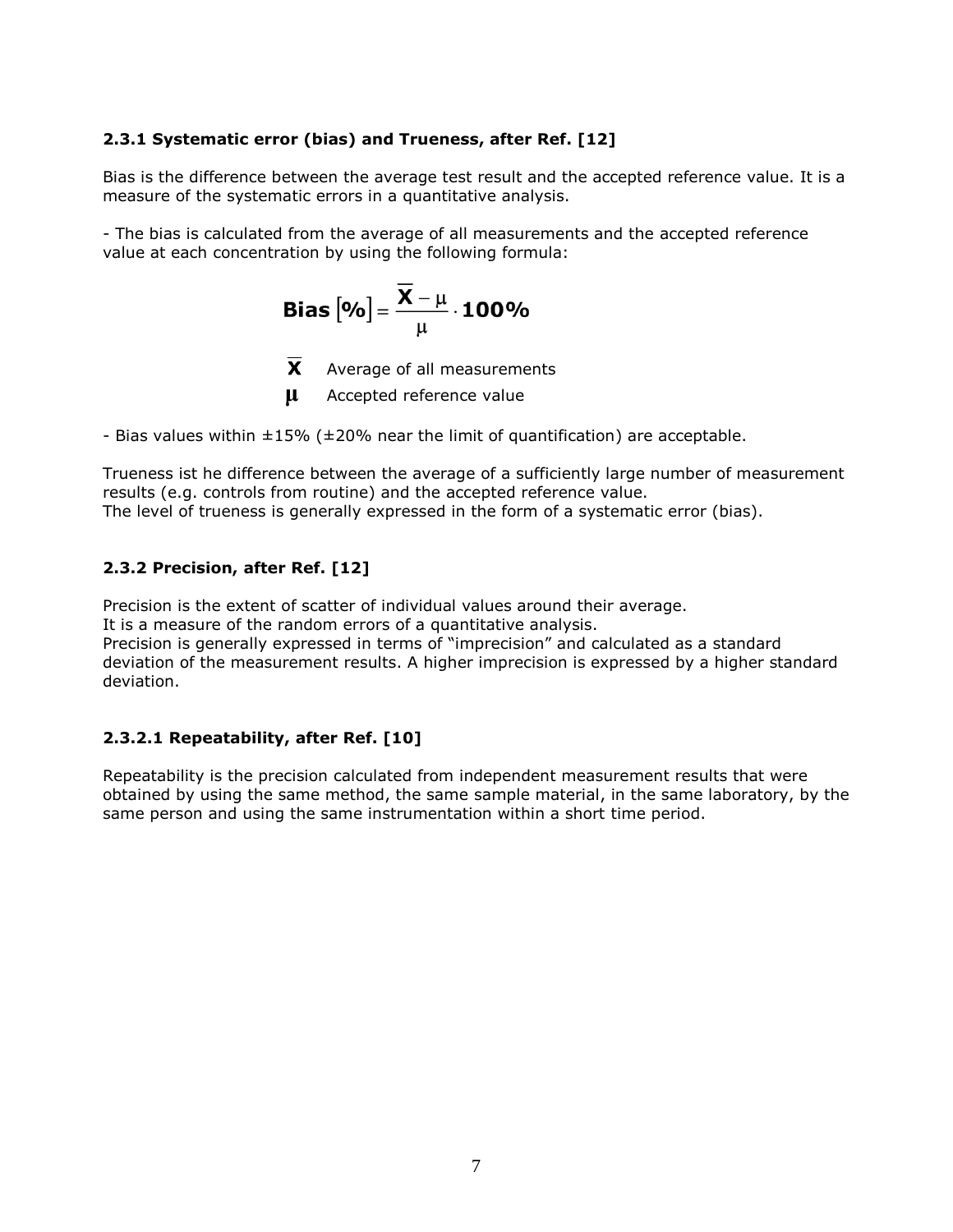### 2.3.1 Systematic error (bias) and Trueness, after Ref. [12]

Bias is the difference between the average test result and the accepted reference value. It is a measure of the systematic errors in a quantitative analysis.

- The bias is calculated from the average of all measurements and the accepted reference value at each concentration by using the following formula:

$$\textbf{Bias}\,[\%] = \frac{\overline{\mathbf{X}} - \mu}{\mu} \cdot \mathbf{100\%}$$

$\overline{\mathbf{X}}$ Average of all measurements

$\boldsymbol{\mu}$ Accepted reference value

- Bias values within ±15% (±20% near the limit of quantification) are acceptable.

Trueness ist he difference between the average of a sufficiently large number of measurement results (e.g. controls from routine) and the accepted reference value.
The level of trueness is generally expressed in the form of a systematic error (bias).

### 2.3.2 Precision, after Ref. [12]

Precision is the extent of scatter of individual values around their average.
It is a measure of the random errors of a quantitative analysis.
Precision is generally expressed in terms of “imprecision” and calculated as a standard deviation of the measurement results. A higher imprecision is expressed by a higher standard deviation.

#### 2.3.2.1 Repeatability, after Ref. [10]

Repeatability is the precision calculated from independent measurement results that were obtained by using the same method, the same sample material, in the same laboratory, by the same person and using the same instrumentation within a short time period.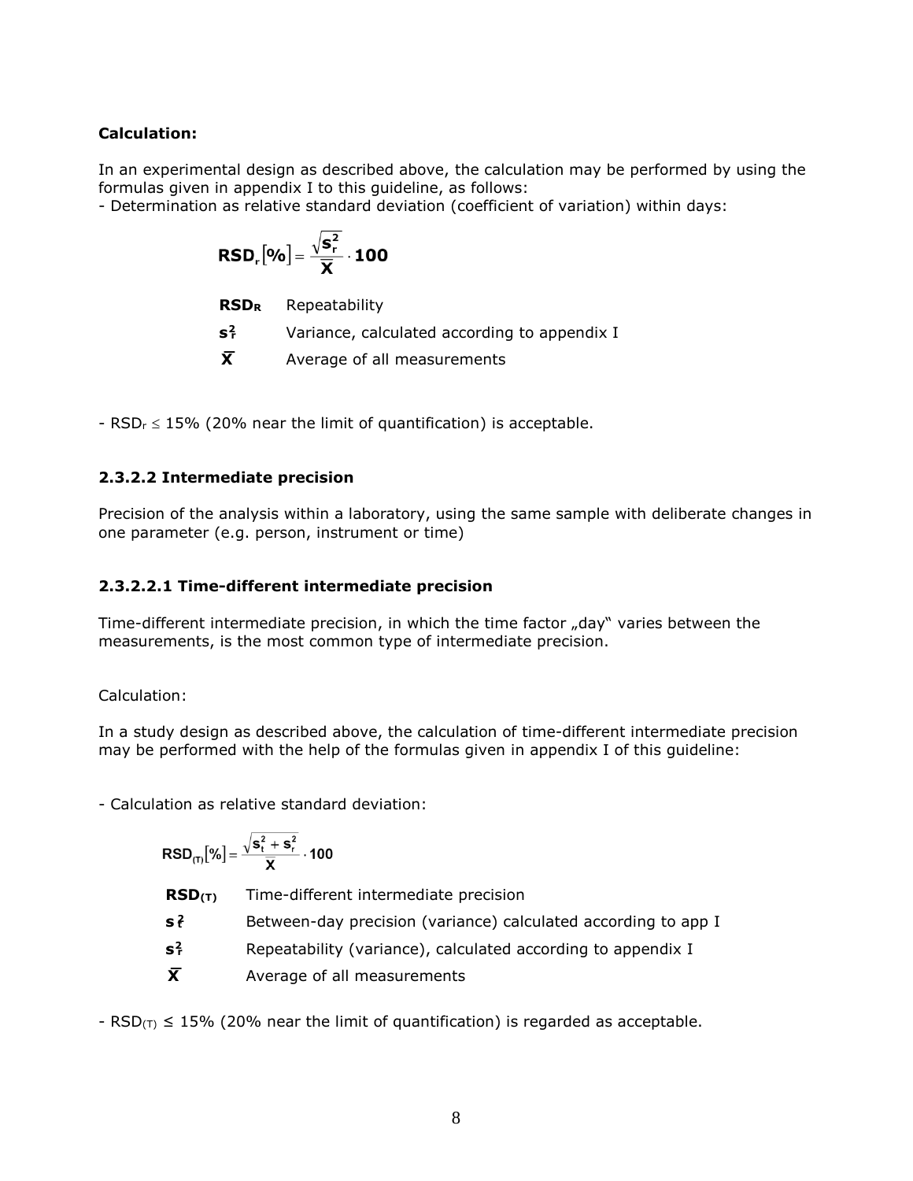**Calculation:**

In an experimental design as described above, the calculation may be performed by using the formulas given in appendix I to this guideline, as follows:
- Determination as relative standard deviation (coefficient of variation) within days:

$$RSD_r[\%] = \frac{\sqrt{s_r^2}}{\bar{X}} \cdot 100$$

| | |
|---|---|
| $RSD_R$ | Repeatability |
| $s_r^2$ | Variance, calculated according to appendix I |
| $\bar{X}$ | Average of all measurements |

- $RSD_r \leq 15\%$ (20% near the limit of quantification) is acceptable.

### 2.3.2.2 Intermediate precision

Precision of the analysis within a laboratory, using the same sample with deliberate changes in one parameter (e.g. person, instrument or time)

#### 2.3.2.2.1 Time-different intermediate precision

Time-different intermediate precision, in which the time factor „day" varies between the measurements, is the most common type of intermediate precision.

Calculation:

In a study design as described above, the calculation of time-different intermediate precision may be performed with the help of the formulas given in appendix I of this guideline:

- Calculation as relative standard deviation:

$$RSD_{(T)}[\%] = \frac{\sqrt{s_t^2 + s_r^2}}{\bar{X}} \cdot 100$$

| | |
|---|---|
| $RSD_{(T)}$ | Time-different intermediate precision |
| $s_t^2$ | Between-day precision (variance) calculated according to app I |
| $s_r^2$ | Repeatability (variance), calculated according to appendix I |
| $\bar{X}$ | Average of all measurements |

- $RSD_{(T)} \leq 15\%$ (20% near the limit of quantification) is regarded as acceptable.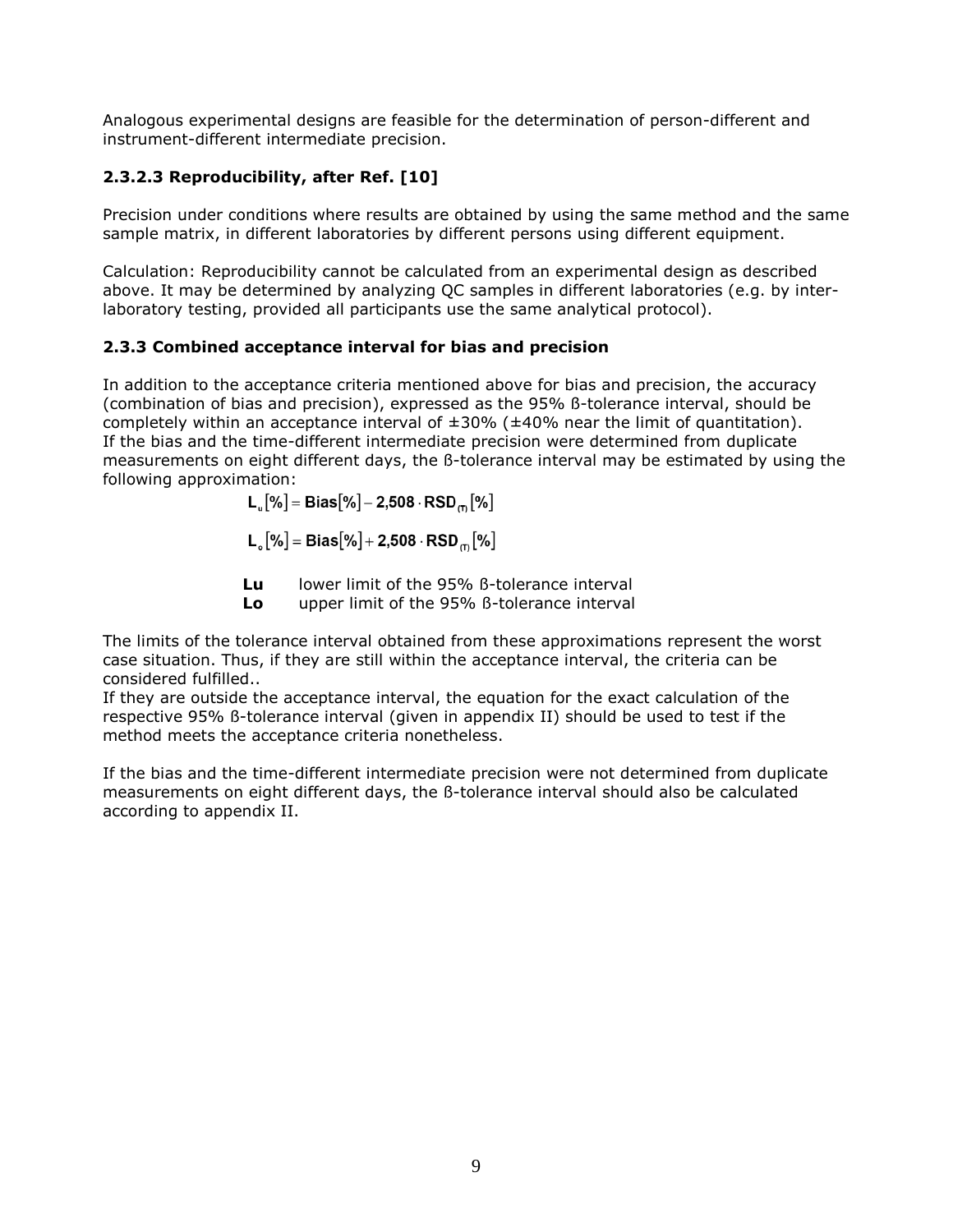Analogous experimental designs are feasible for the determination of person-different and instrument-different intermediate precision.

### 2.3.2.3 Reproducibility, after Ref. [10]

Precision under conditions where results are obtained by using the same method and the same sample matrix, in different laboratories by different persons using different equipment.

Calculation: Reproducibility cannot be calculated from an experimental design as described above. It may be determined by analyzing QC samples in different laboratories (e.g. by inter-laboratory testing, provided all participants use the same analytical protocol).

### 2.3.3 Combined acceptance interval for bias and precision

In addition to the acceptance criteria mentioned above for bias and precision, the accuracy (combination of bias and precision), expressed as the 95% ß-tolerance interval, should be completely within an acceptance interval of ±30% (±40% near the limit of quantitation). If the bias and the time-different intermediate precision were determined from duplicate measurements on eight different days, the ß-tolerance interval may be estimated by using the following approximation:

$$L_u[\%] = Bias[\%] - 2{,}508 \cdot RSD_{(T)}[\%]$$

$$L_o[\%] = Bias[\%] + 2{,}508 \cdot RSD_{(T)}[\%]$$

**Lu** lower limit of the 95% ß-tolerance interval
**Lo** upper limit of the 95% ß-tolerance interval

The limits of the tolerance interval obtained from these approximations represent the worst case situation. Thus, if they are still within the acceptance interval, the criteria can be considered fulfilled..
If they are outside the acceptance interval, the equation for the exact calculation of the respective 95% ß-tolerance interval (given in appendix II) should be used to test if the method meets the acceptance criteria nonetheless.

If the bias and the time-different intermediate precision were not determined from duplicate measurements on eight different days, the ß-tolerance interval should also be calculated according to appendix II.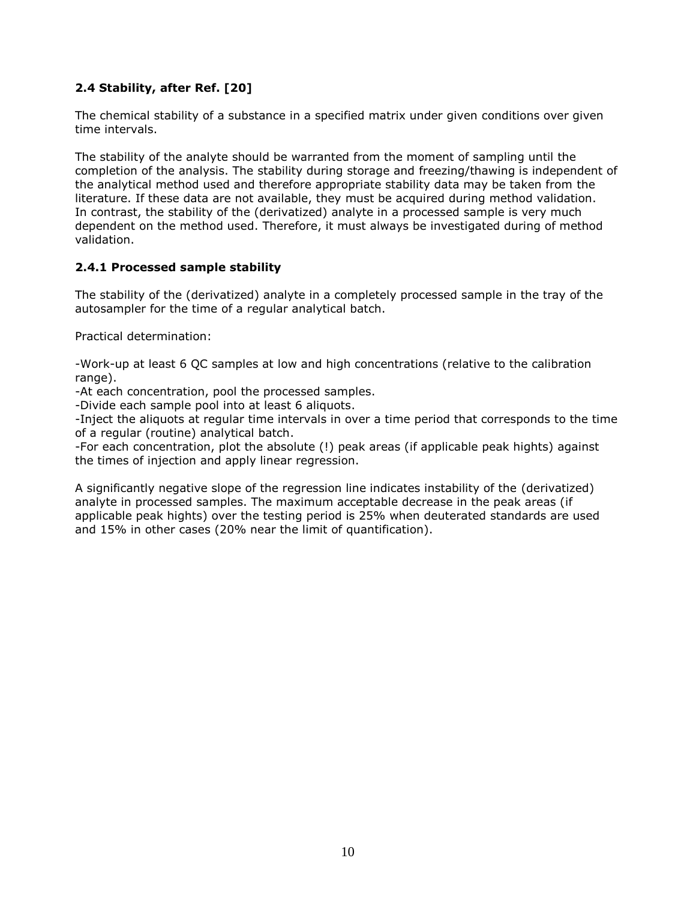## 2.4 Stability, after Ref. [20]

The chemical stability of a substance in a specified matrix under given conditions over given time intervals.

The stability of the analyte should be warranted from the moment of sampling until the completion of the analysis. The stability during storage and freezing/thawing is independent of the analytical method used and therefore appropriate stability data may be taken from the literature. If these data are not available, they must be acquired during method validation. In contrast, the stability of the (derivatized) analyte in a processed sample is very much dependent on the method used. Therefore, it must always be investigated during of method validation.

### 2.4.1 Processed sample stability

The stability of the (derivatized) analyte in a completely processed sample in the tray of the autosampler for the time of a regular analytical batch.

Practical determination:

-Work-up at least 6 QC samples at low and high concentrations (relative to the calibration range).
-At each concentration, pool the processed samples.
-Divide each sample pool into at least 6 aliquots.
-Inject the aliquots at regular time intervals in over a time period that corresponds to the time of a regular (routine) analytical batch.
-For each concentration, plot the absolute (!) peak areas (if applicable peak hights) against the times of injection and apply linear regression.

A significantly negative slope of the regression line indicates instability of the (derivatized) analyte in processed samples. The maximum acceptable decrease in the peak areas (if applicable peak hights) over the testing period is 25% when deuterated standards are used and 15% in other cases (20% near the limit of quantification).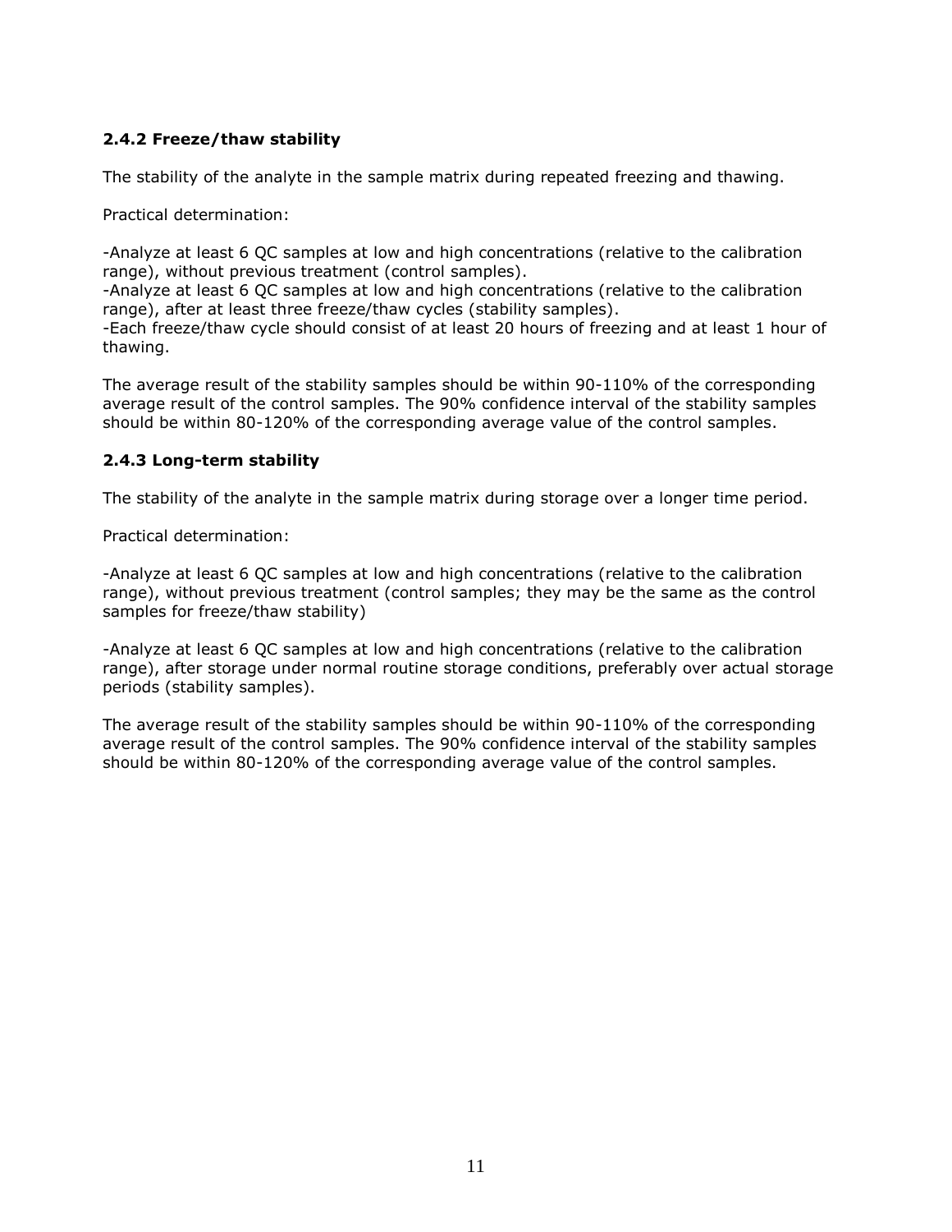### 2.4.2 Freeze/thaw stability

The stability of the analyte in the sample matrix during repeated freezing and thawing.

Practical determination:

-Analyze at least 6 QC samples at low and high concentrations (relative to the calibration range), without previous treatment (control samples).
-Analyze at least 6 QC samples at low and high concentrations (relative to the calibration range), after at least three freeze/thaw cycles (stability samples).
-Each freeze/thaw cycle should consist of at least 20 hours of freezing and at least 1 hour of thawing.

The average result of the stability samples should be within 90-110% of the corresponding average result of the control samples. The 90% confidence interval of the stability samples should be within 80-120% of the corresponding average value of the control samples.

### 2.4.3 Long-term stability

The stability of the analyte in the sample matrix during storage over a longer time period.

Practical determination:

-Analyze at least 6 QC samples at low and high concentrations (relative to the calibration range), without previous treatment (control samples; they may be the same as the control samples for freeze/thaw stability)

-Analyze at least 6 QC samples at low and high concentrations (relative to the calibration range), after storage under normal routine storage conditions, preferably over actual storage periods (stability samples).

The average result of the stability samples should be within 90-110% of the corresponding average result of the control samples. The 90% confidence interval of the stability samples should be within 80-120% of the corresponding average value of the control samples.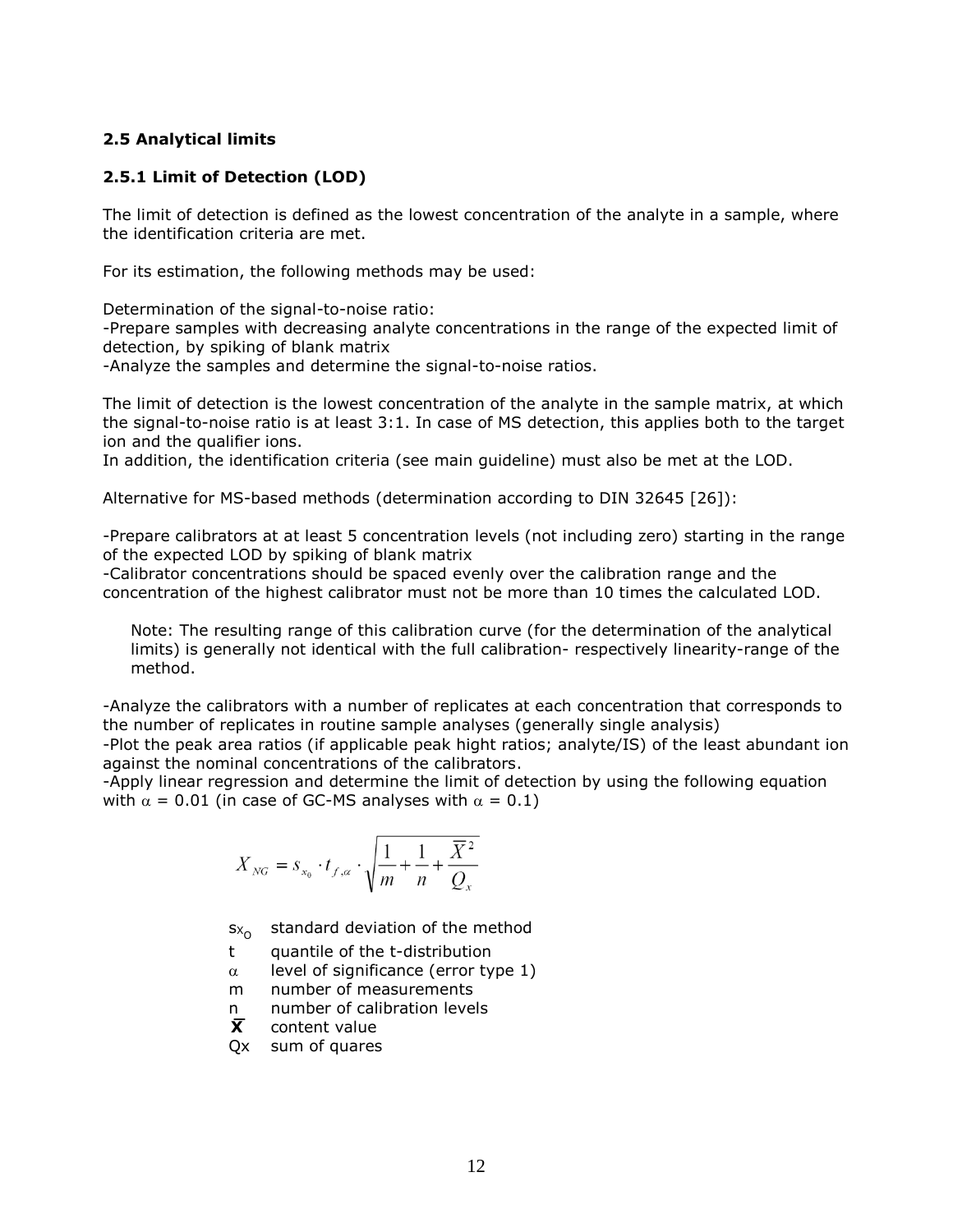## 2.5 Analytical limits

### 2.5.1 Limit of Detection (LOD)

The limit of detection is defined as the lowest concentration of the analyte in a sample, where the identification criteria are met.

For its estimation, the following methods may be used:

Determination of the signal-to-noise ratio:
-Prepare samples with decreasing analyte concentrations in the range of the expected limit of detection, by spiking of blank matrix
-Analyze the samples and determine the signal-to-noise ratios.

The limit of detection is the lowest concentration of the analyte in the sample matrix, at which the signal-to-noise ratio is at least 3:1. In case of MS detection, this applies both to the target ion and the qualifier ions.
In addition, the identification criteria (see main guideline) must also be met at the LOD.

Alternative for MS-based methods (determination according to DIN 32645 [26]):

-Prepare calibrators at at least 5 concentration levels (not including zero) starting in the range of the expected LOD by spiking of blank matrix
-Calibrator concentrations should be spaced evenly over the calibration range and the concentration of the highest calibrator must not be more than 10 times the calculated LOD.

> Note: The resulting range of this calibration curve (for the determination of the analytical limits) is generally not identical with the full calibration- respectively linearity-range of the method.

-Analyze the calibrators with a number of replicates at each concentration that corresponds to the number of replicates in routine sample analyses (generally single analysis)
-Plot the peak area ratios (if applicable peak hight ratios; analyte/IS) of the least abundant ion against the nominal concentrations of the calibrators.
-Apply linear regression and determine the limit of detection by using the following equation with $\alpha = 0.01$ (in case of GC-MS analyses with $\alpha = 0.1$)

$$X_{NG} = s_{x_0} \cdot t_{f,\alpha} \cdot \sqrt{\frac{1}{m} + \frac{1}{n} + \frac{\overline{X}^2}{Q_x}}$$

$s_{x_0}$ standard deviation of the method
$t$ quantile of the t-distribution
$\alpha$ level of significance (error type 1)
$m$ number of measurements
$n$ number of calibration levels
$\overline{X}$ content value
$Q_x$ sum of quares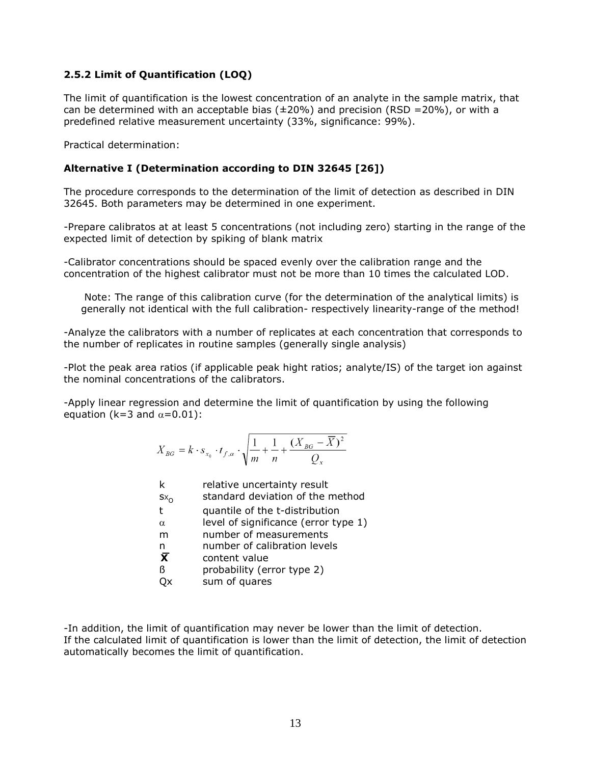### 2.5.2 Limit of Quantification (LOQ)

The limit of quantification is the lowest concentration of an analyte in the sample matrix, that can be determined with an acceptable bias (±20%) and precision (RSD =20%), or with a predefined relative measurement uncertainty (33%, significance: 99%).

Practical determination:

**Alternative I (Determination according to DIN 32645 [26])**

The procedure corresponds to the determination of the limit of detection as described in DIN 32645. Both parameters may be determined in one experiment.

-Prepare calibratos at at least 5 concentrations (not including zero) starting in the range of the expected limit of detection by spiking of blank matrix

-Calibrator concentrations should be spaced evenly over the calibration range and the concentration of the highest calibrator must not be more than 10 times the calculated LOD.

> Note: The range of this calibration curve (for the determination of the analytical limits) is generally not identical with the full calibration- respectively linearity-range of the method!

-Analyze the calibrators with a number of replicates at each concentration that corresponds to the number of replicates in routine samples (generally single analysis)

-Plot the peak area ratios (if applicable peak hight ratios; analyte/IS) of the target ion against the nominal concentrations of the calibrators.

-Apply linear regression and determine the limit of quantification by using the following equation (k=3 and $\alpha$=0.01):

$$X_{BG} = k \cdot s_{x_0} \cdot t_{f,\alpha} \cdot \sqrt{\frac{1}{m} + \frac{1}{n} + \frac{(X_{BG} - \overline{X})^2}{Q_x}}$$

| | |
|---|---|
| k | relative uncertainty result |
| $s_{x_O}$ | standard deviation of the method |
| t | quantile of the t-distribution |
| $\alpha$ | level of significance (error type 1) |
| m | number of measurements |
| n | number of calibration levels |
| $\overline{X}$ | content value |
| ß | probability (error type 2) |
| Qx | sum of quares |

-In addition, the limit of quantification may never be lower than the limit of detection. If the calculated limit of quantification is lower than the limit of detection, the limit of detection automatically becomes the limit of quantification.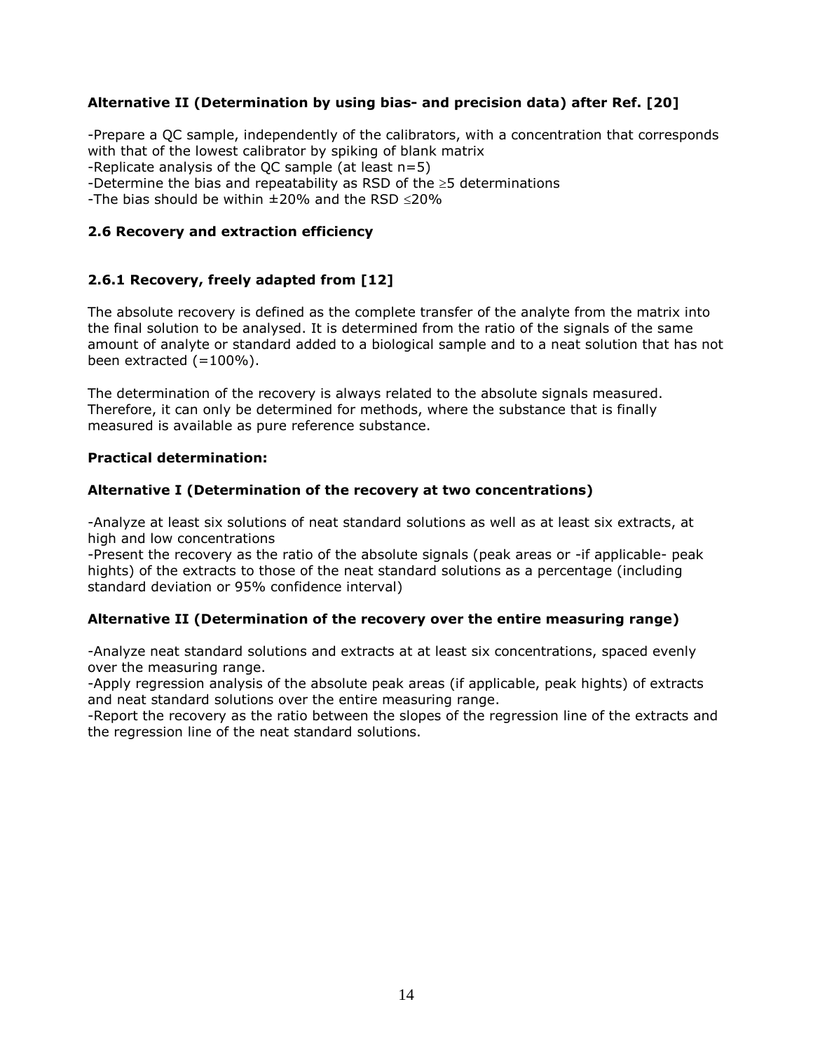**Alternative II (Determination by using bias- and precision data) after Ref. [20]**

-Prepare a QC sample, independently of the calibrators, with a concentration that corresponds with that of the lowest calibrator by spiking of blank matrix
-Replicate analysis of the QC sample (at least n=5)
-Determine the bias and repeatability as RSD of the ≥5 determinations
-The bias should be within ±20% and the RSD ≤20%

### 2.6 Recovery and extraction efficiency

#### 2.6.1 Recovery, freely adapted from [12]

The absolute recovery is defined as the complete transfer of the analyte from the matrix into the final solution to be analysed. It is determined from the ratio of the signals of the same amount of analyte or standard added to a biological sample and to a neat solution that has not been extracted (=100%).

The determination of the recovery is always related to the absolute signals measured. Therefore, it can only be determined for methods, where the substance that is finally measured is available as pure reference substance.

**Practical determination:**

**Alternative I (Determination of the recovery at two concentrations)**

-Analyze at least six solutions of neat standard solutions as well as at least six extracts, at high and low concentrations
-Present the recovery as the ratio of the absolute signals (peak areas or -if applicable- peak hights) of the extracts to those of the neat standard solutions as a percentage (including standard deviation or 95% confidence interval)

**Alternative II (Determination of the recovery over the entire measuring range)**

-Analyze neat standard solutions and extracts at at least six concentrations, spaced evenly over the measuring range.
-Apply regression analysis of the absolute peak areas (if applicable, peak hights) of extracts and neat standard solutions over the entire measuring range.
-Report the recovery as the ratio between the slopes of the regression line of the extracts and the regression line of the neat standard solutions.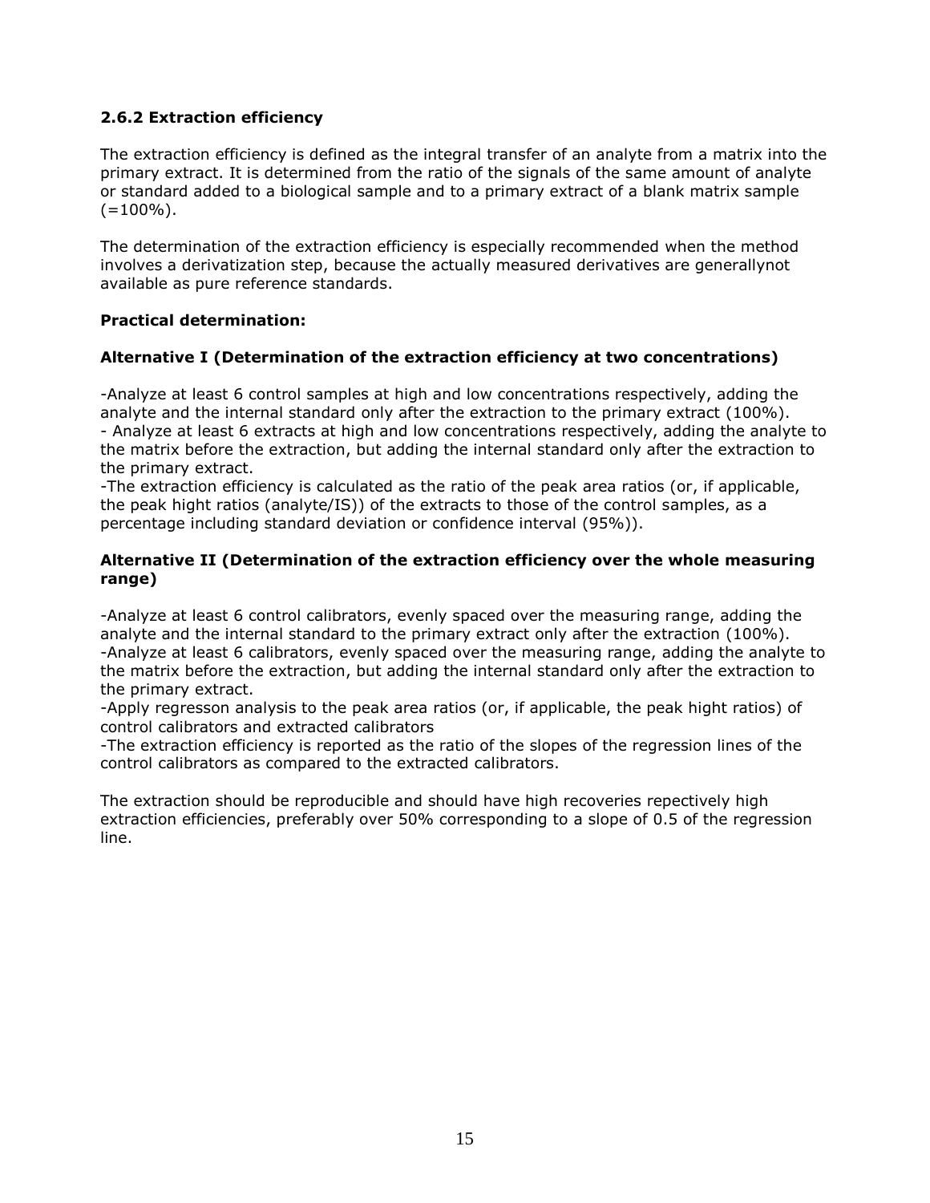### 2.6.2 Extraction efficiency

The extraction efficiency is defined as the integral transfer of an analyte from a matrix into the primary extract. It is determined from the ratio of the signals of the same amount of analyte or standard added to a biological sample and to a primary extract of a blank matrix sample (=100%).

The determination of the extraction efficiency is especially recommended when the method involves a derivatization step, because the actually measured derivatives are generallynot available as pure reference standards.

**Practical determination:**

**Alternative I (Determination of the extraction efficiency at two concentrations)**

-Analyze at least 6 control samples at high and low concentrations respectively, adding the analyte and the internal standard only after the extraction to the primary extract (100%).
- Analyze at least 6 extracts at high and low concentrations respectively, adding the analyte to the matrix before the extraction, but adding the internal standard only after the extraction to the primary extract.
-The extraction efficiency is calculated as the ratio of the peak area ratios (or, if applicable, the peak hight ratios (analyte/IS)) of the extracts to those of the control samples, as a percentage including standard deviation or confidence interval (95%)).

**Alternative II (Determination of the extraction efficiency over the whole measuring range)**

-Analyze at least 6 control calibrators, evenly spaced over the measuring range, adding the analyte and the internal standard to the primary extract only after the extraction (100%).
-Analyze at least 6 calibrators, evenly spaced over the measuring range, adding the analyte to the matrix before the extraction, but adding the internal standard only after the extraction to the primary extract.
-Apply regresson analysis to the peak area ratios (or, if applicable, the peak hight ratios) of control calibrators and extracted calibrators
-The extraction efficiency is reported as the ratio of the slopes of the regression lines of the control calibrators as compared to the extracted calibrators.

The extraction should be reproducible and should have high recoveries repectively high extraction efficiencies, preferably over 50% corresponding to a slope of 0.5 of the regression line.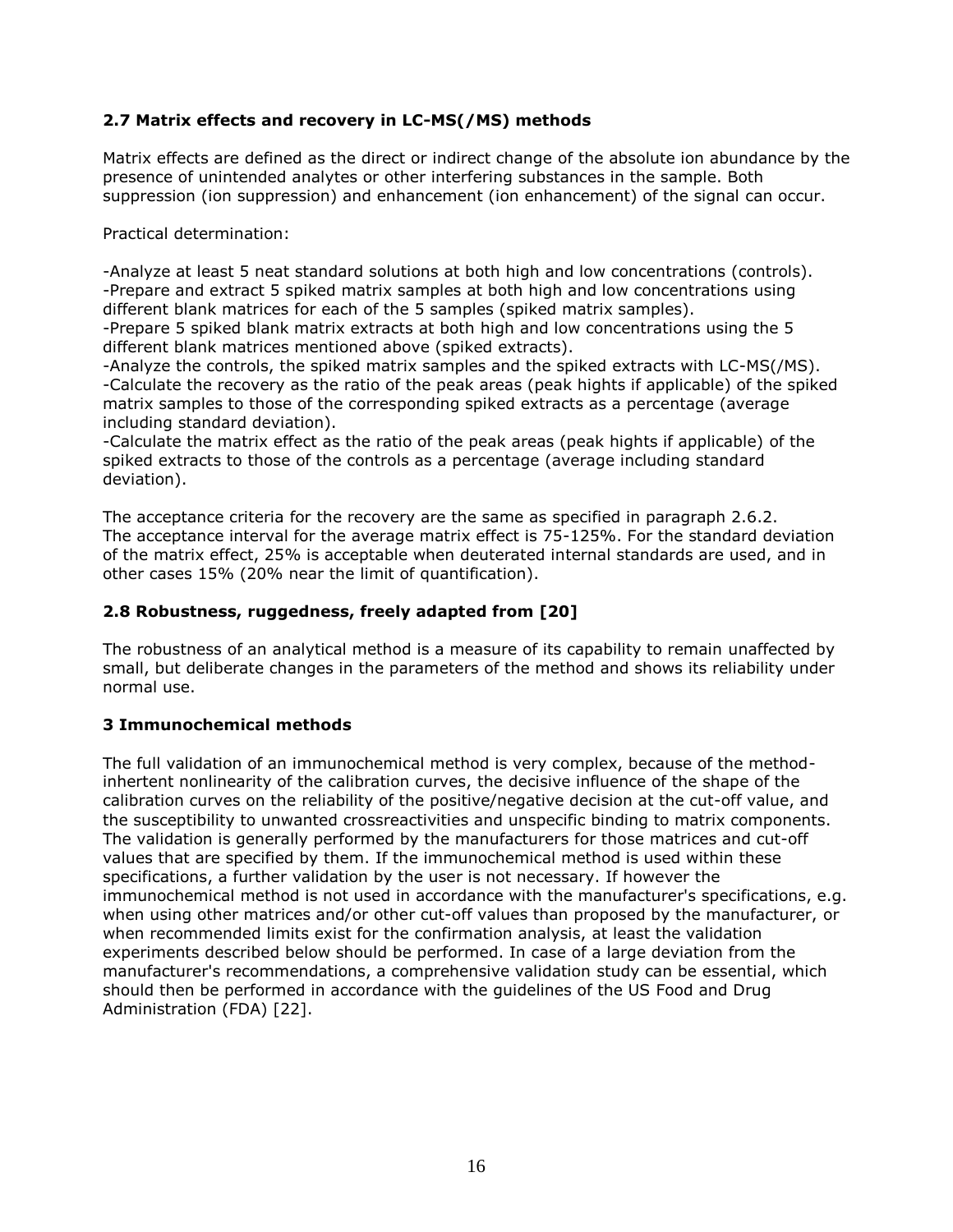### 2.7 Matrix effects and recovery in LC-MS(/MS) methods

Matrix effects are defined as the direct or indirect change of the absolute ion abundance by the presence of unintended analytes or other interfering substances in the sample. Both suppression (ion suppression) and enhancement (ion enhancement) of the signal can occur.

Practical determination:

-Analyze at least 5 neat standard solutions at both high and low concentrations (controls).
-Prepare and extract 5 spiked matrix samples at both high and low concentrations using different blank matrices for each of the 5 samples (spiked matrix samples).
-Prepare 5 spiked blank matrix extracts at both high and low concentrations using the 5 different blank matrices mentioned above (spiked extracts).
-Analyze the controls, the spiked matrix samples and the spiked extracts with LC-MS(/MS).
-Calculate the recovery as the ratio of the peak areas (peak hights if applicable) of the spiked matrix samples to those of the corresponding spiked extracts as a percentage (average including standard deviation).
-Calculate the matrix effect as the ratio of the peak areas (peak hights if applicable) of the spiked extracts to those of the controls as a percentage (average including standard deviation).

The acceptance criteria for the recovery are the same as specified in paragraph 2.6.2.
The acceptance interval for the average matrix effect is 75-125%. For the standard deviation of the matrix effect, 25% is acceptable when deuterated internal standards are used, and in other cases 15% (20% near the limit of quantification).

### 2.8 Robustness, ruggedness, freely adapted from [20]

The robustness of an analytical method is a measure of its capability to remain unaffected by small, but deliberate changes in the parameters of the method and shows its reliability under normal use.

## 3 Immunochemical methods

The full validation of an immunochemical method is very complex, because of the method-inhertent nonlinearity of the calibration curves, the decisive influence of the shape of the calibration curves on the reliability of the positive/negative decision at the cut-off value, and the susceptibility to unwanted crossreactivities and unspecific binding to matrix components. The validation is generally performed by the manufacturers for those matrices and cut-off values that are specified by them. If the immunochemical method is used within these specifications, a further validation by the user is not necessary. If however the immunochemical method is not used in accordance with the manufacturer's specifications, e.g. when using other matrices and/or other cut-off values than proposed by the manufacturer, or when recommended limits exist for the confirmation analysis, at least the validation experiments described below should be performed. In case of a large deviation from the manufacturer's recommendations, a comprehensive validation study can be essential, which should then be performed in accordance with the guidelines of the US Food and Drug Administration (FDA) [22].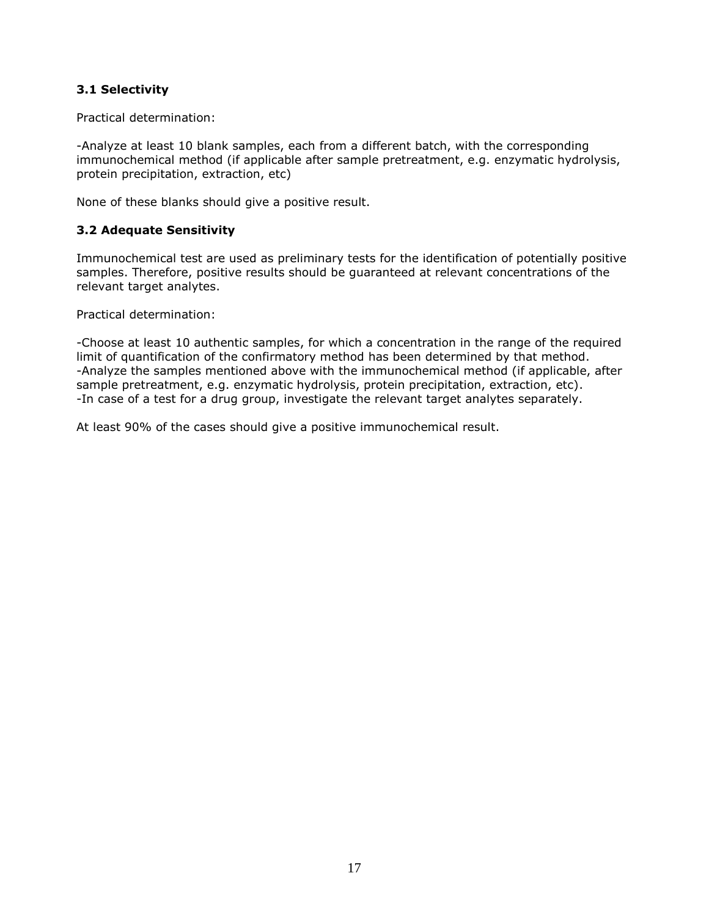### 3.1 Selectivity

Practical determination:

-Analyze at least 10 blank samples, each from a different batch, with the corresponding immunochemical method (if applicable after sample pretreatment, e.g. enzymatic hydrolysis, protein precipitation, extraction, etc)

None of these blanks should give a positive result.

### 3.2 Adequate Sensitivity

Immunochemical test are used as preliminary tests for the identification of potentially positive samples. Therefore, positive results should be guaranteed at relevant concentrations of the relevant target analytes.

Practical determination:

-Choose at least 10 authentic samples, for which a concentration in the range of the required limit of quantification of the confirmatory method has been determined by that method.
-Analyze the samples mentioned above with the immunochemical method (if applicable, after sample pretreatment, e.g. enzymatic hydrolysis, protein precipitation, extraction, etc).
-In case of a test for a drug group, investigate the relevant target analytes separately.

At least 90% of the cases should give a positive immunochemical result.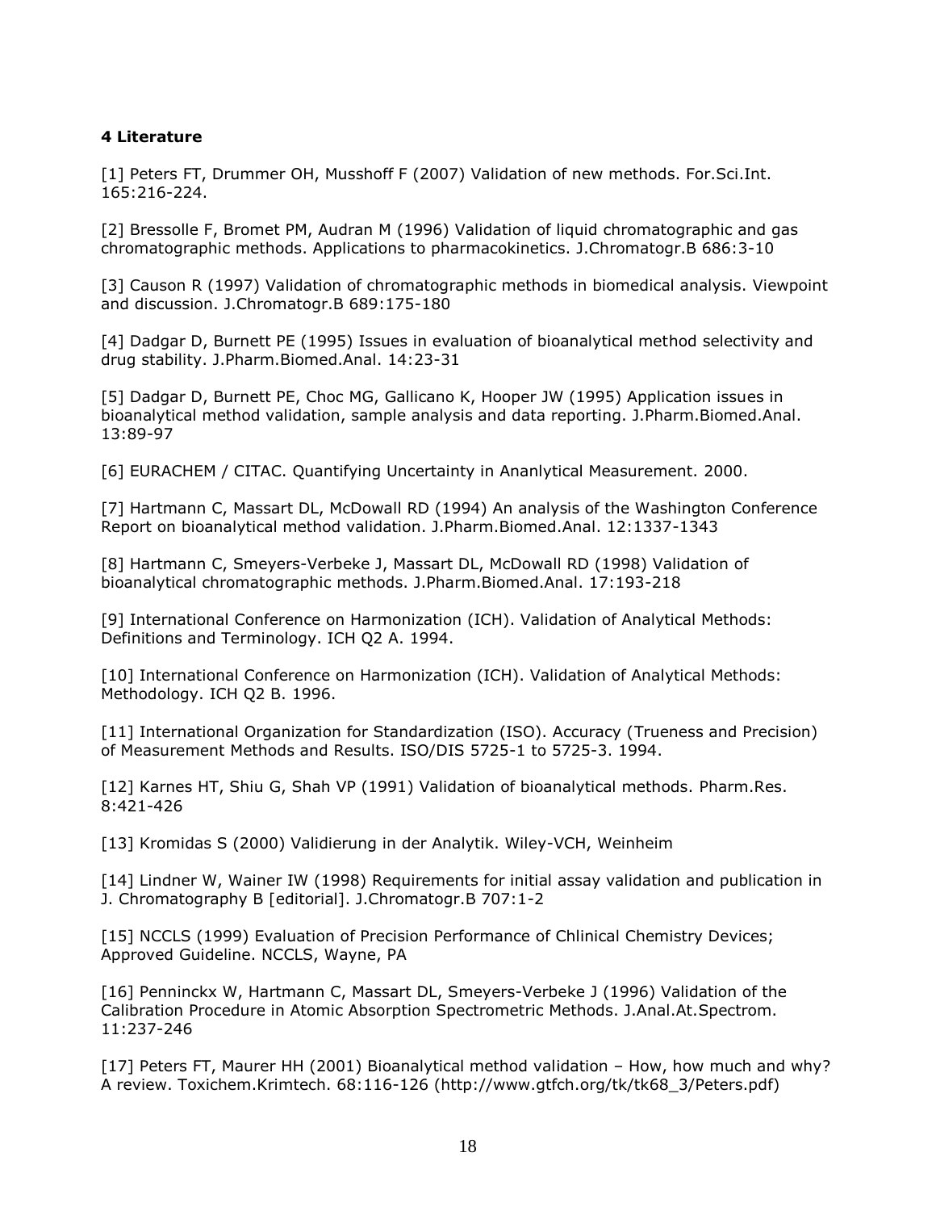## 4 Literature

[1] Peters FT, Drummer OH, Musshoff F (2007) Validation of new methods. For.Sci.Int. 165:216-224.

[2] Bressolle F, Bromet PM, Audran M (1996) Validation of liquid chromatographic and gas chromatographic methods. Applications to pharmacokinetics. J.Chromatogr.B 686:3-10

[3] Causon R (1997) Validation of chromatographic methods in biomedical analysis. Viewpoint and discussion. J.Chromatogr.B 689:175-180

[4] Dadgar D, Burnett PE (1995) Issues in evaluation of bioanalytical method selectivity and drug stability. J.Pharm.Biomed.Anal. 14:23-31

[5] Dadgar D, Burnett PE, Choc MG, Gallicano K, Hooper JW (1995) Application issues in bioanalytical method validation, sample analysis and data reporting. J.Pharm.Biomed.Anal. 13:89-97

[6] EURACHEM / CITAC. Quantifying Uncertainty in Ananlytical Measurement. 2000.

[7] Hartmann C, Massart DL, McDowall RD (1994) An analysis of the Washington Conference Report on bioanalytical method validation. J.Pharm.Biomed.Anal. 12:1337-1343

[8] Hartmann C, Smeyers-Verbeke J, Massart DL, McDowall RD (1998) Validation of bioanalytical chromatographic methods. J.Pharm.Biomed.Anal. 17:193-218

[9] International Conference on Harmonization (ICH). Validation of Analytical Methods: Definitions and Terminology. ICH Q2 A. 1994.

[10] International Conference on Harmonization (ICH). Validation of Analytical Methods: Methodology. ICH Q2 B. 1996.

[11] International Organization for Standardization (ISO). Accuracy (Trueness and Precision) of Measurement Methods and Results. ISO/DIS 5725-1 to 5725-3. 1994.

[12] Karnes HT, Shiu G, Shah VP (1991) Validation of bioanalytical methods. Pharm.Res. 8:421-426

[13] Kromidas S (2000) Validierung in der Analytik. Wiley-VCH, Weinheim

[14] Lindner W, Wainer IW (1998) Requirements for initial assay validation and publication in J. Chromatography B [editorial]. J.Chromatogr.B 707:1-2

[15] NCCLS (1999) Evaluation of Precision Performance of Chlinical Chemistry Devices; Approved Guideline. NCCLS, Wayne, PA

[16] Penninckx W, Hartmann C, Massart DL, Smeyers-Verbeke J (1996) Validation of the Calibration Procedure in Atomic Absorption Spectrometric Methods. J.Anal.At.Spectrom. 11:237-246

[17] Peters FT, Maurer HH (2001) Bioanalytical method validation – How, how much and why? A review. Toxichem.Krimtech. 68:116-126 (http://www.gtfch.org/tk/tk68_3/Peters.pdf)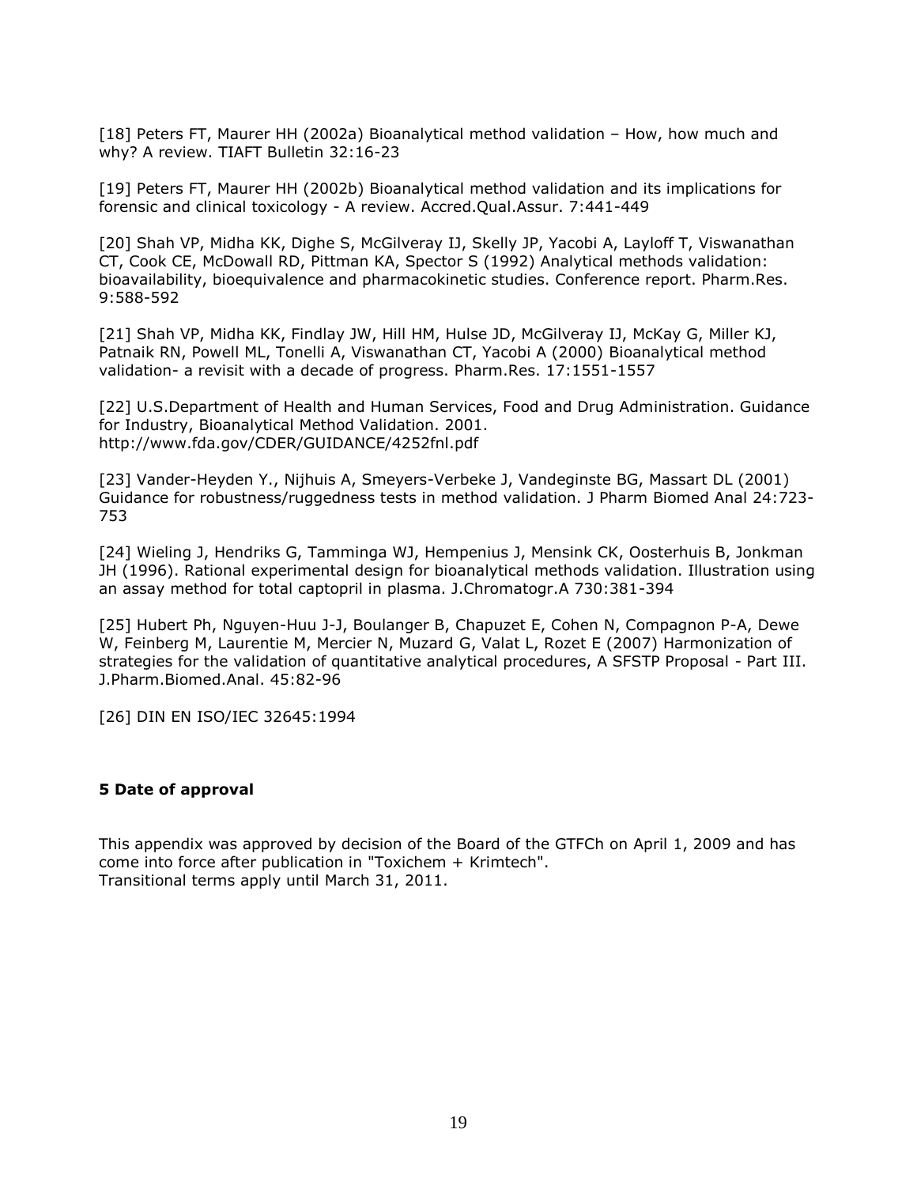[18] Peters FT, Maurer HH (2002a) Bioanalytical method validation – How, how much and why? A review. TIAFT Bulletin 32:16-23

[19] Peters FT, Maurer HH (2002b) Bioanalytical method validation and its implications for forensic and clinical toxicology - A review. Accred.Qual.Assur. 7:441-449

[20] Shah VP, Midha KK, Dighe S, McGilveray IJ, Skelly JP, Yacobi A, Layloff T, Viswanathan CT, Cook CE, McDowall RD, Pittman KA, Spector S (1992) Analytical methods validation: bioavailability, bioequivalence and pharmacokinetic studies. Conference report. Pharm.Res. 9:588-592

[21] Shah VP, Midha KK, Findlay JW, Hill HM, Hulse JD, McGilveray IJ, McKay G, Miller KJ, Patnaik RN, Powell ML, Tonelli A, Viswanathan CT, Yacobi A (2000) Bioanalytical method validation- a revisit with a decade of progress. Pharm.Res. 17:1551-1557

[22] U.S.Department of Health and Human Services, Food and Drug Administration. Guidance for Industry, Bioanalytical Method Validation. 2001. http://www.fda.gov/CDER/GUIDANCE/4252fnl.pdf

[23] Vander-Heyden Y., Nijhuis A, Smeyers-Verbeke J, Vandeginste BG, Massart DL (2001) Guidance for robustness/ruggedness tests in method validation. J Pharm Biomed Anal 24:723-753

[24] Wieling J, Hendriks G, Tamminga WJ, Hempenius J, Mensink CK, Oosterhuis B, Jonkman JH (1996). Rational experimental design for bioanalytical methods validation. Illustration using an assay method for total captopril in plasma. J.Chromatogr.A 730:381-394

[25] Hubert Ph, Nguyen-Huu J-J, Boulanger B, Chapuzet E, Cohen N, Compagnon P-A, Dewe W, Feinberg M, Laurentie M, Mercier N, Muzard G, Valat L, Rozet E (2007) Harmonization of strategies for the validation of quantitative analytical procedures, A SFSTP Proposal - Part III. J.Pharm.Biomed.Anal. 45:82-96

[26] DIN EN ISO/IEC 32645:1994

## 5 Date of approval

This appendix was approved by decision of the Board of the GTFCh on April 1, 2009 and has come into force after publication in "Toxichem + Krimtech".
Transitional terms apply until March 31, 2011.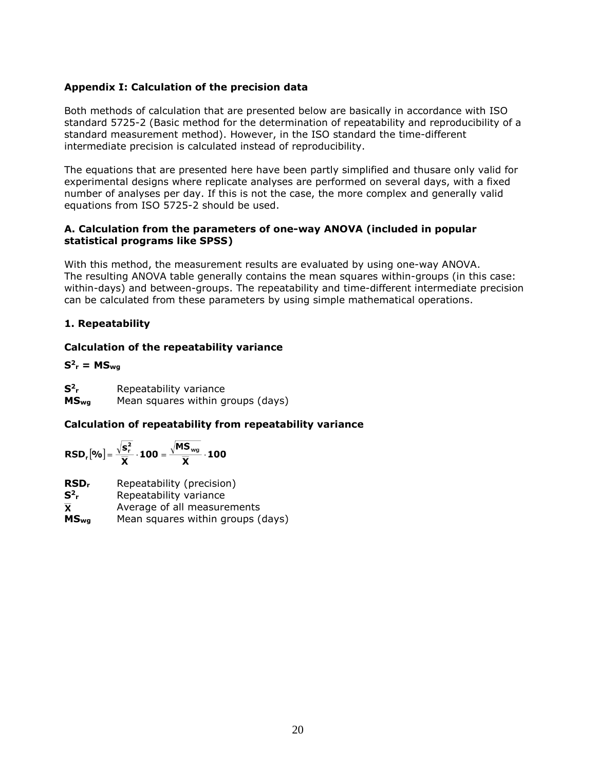## Appendix I: Calculation of the precision data

Both methods of calculation that are presented below are basically in accordance with ISO standard 5725-2 (Basic method for the determination of repeatability and reproducibility of a standard measurement method). However, in the ISO standard the time-different intermediate precision is calculated instead of reproducibility.

The equations that are presented here have been partly simplified and thusare only valid for experimental designs where replicate analyses are performed on several days, with a fixed number of analyses per day. If this is not the case, the more complex and generally valid equations from ISO 5725-2 should be used.

### A. Calculation from the parameters of one-way ANOVA (included in popular statistical programs like SPSS)

With this method, the measurement results are evaluated by using one-way ANOVA. The resulting ANOVA table generally contains the mean squares within-groups (in this case: within-days) and between-groups. The repeatability and time-different intermediate precision can be calculated from these parameters by using simple mathematical operations.

#### 1. Repeatability

**Calculation of the repeatability variance**

$$S^2_r = MS_{wg}$$

$S^2_r$ Repeatability variance
$MS_{wg}$ Mean squares within groups (days)

**Calculation of repeatability from repeatability variance**

$$RSD_r[\%] = \frac{\sqrt{S^2_r}}{\bar{X}} \cdot 100 = \frac{\sqrt{MS_{wg}}}{\bar{X}} \cdot 100$$

$RSD_r$ Repeatability (precision)
$S^2_r$ Repeatability variance
$\bar{X}$ Average of all measurements
$MS_{wg}$ Mean squares within groups (days)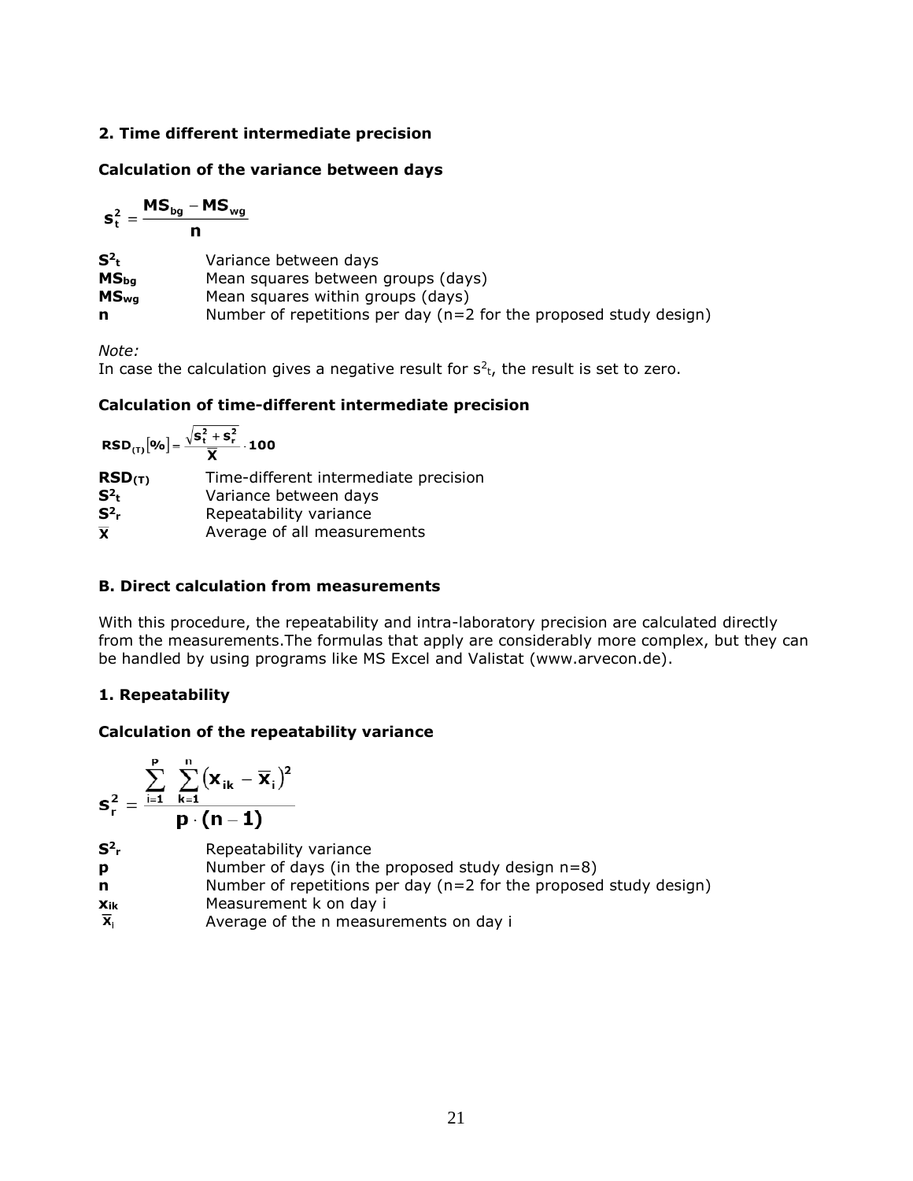### 2. Time different intermediate precision

**Calculation of the variance between days**

$$s_t^2 = \frac{MS_{bg} - MS_{wg}}{n}$$

| | |
|---|---|
| $S^2_t$ | Variance between days |
| $MS_{bg}$ | Mean squares between groups (days) |
| $MS_{wg}$ | Mean squares within groups (days) |
| **n** | Number of repetitions per day (n=2 for the proposed study design) |

*Note:*
In case the calculation gives a negative result for $s^2_t$, the result is set to zero.

**Calculation of time-different intermediate precision**

$$RSD_{(T)}[\%] = \frac{\sqrt{s_t^2 + s_r^2}}{\overline{x}} \cdot 100$$

| | |
|---|---|
| $RSD_{(T)}$ | Time-different intermediate precision |
| $S^2_t$ | Variance between days |
| $S^2_r$ | Repeatability variance |
| $\overline{x}$ | Average of all measurements |

### B. Direct calculation from measurements

With this procedure, the repeatability and intra-laboratory precision are calculated directly from the measurements.The formulas that apply are considerably more complex, but they can be handled by using programs like MS Excel and Valistat (www.arvecon.de).

### 1. Repeatability

**Calculation of the repeatability variance**

$$s_r^2 = \frac{\sum_{i=1}^{p} \sum_{k=1}^{n} \left(x_{ik} - \overline{x}_i\right)^2}{p \cdot (n-1)}$$

| | |
|---|---|
| $S^2_r$ | Repeatability variance |
| **p** | Number of days (in the proposed study design n=8) |
| **n** | Number of repetitions per day (n=2 for the proposed study design) |
| $x_{ik}$ | Measurement k on day i |
| $\overline{x}_i$ | Average of the n measurements on day i |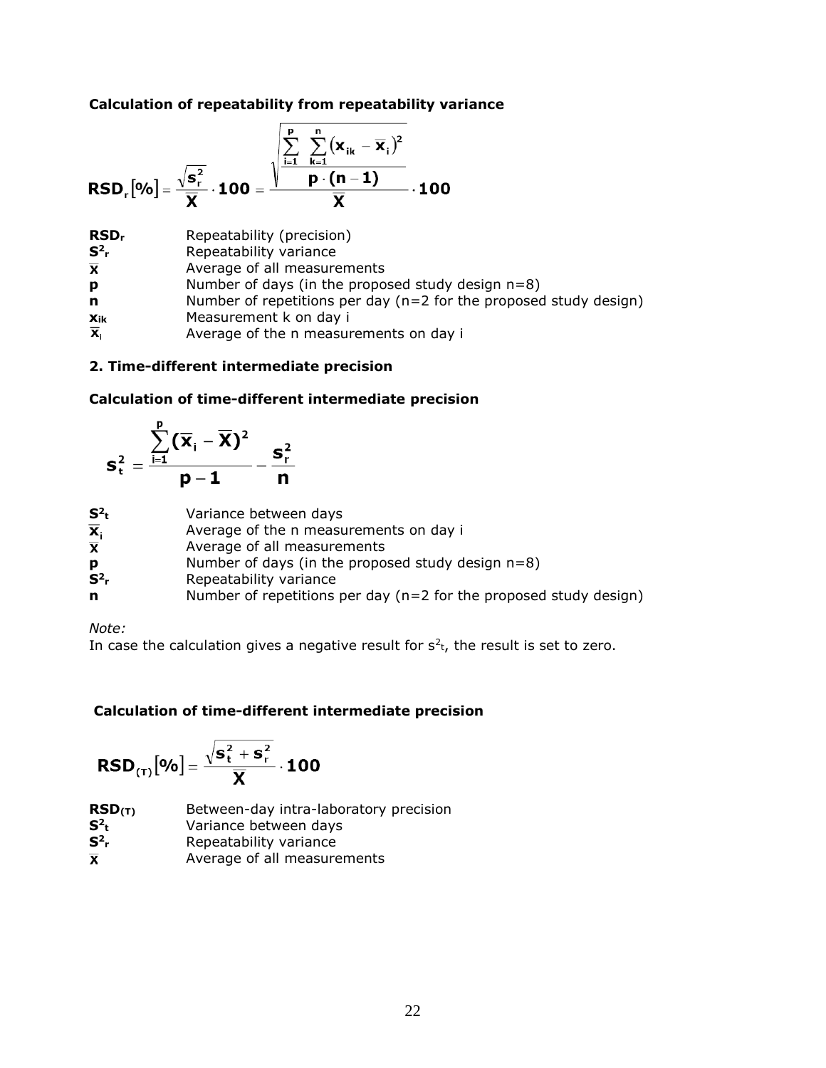**Calculation of repeatability from repeatability variance**

$$\mathbf{RSD_r[\%]} = \frac{\sqrt{s_r^2}}{\overline{X}} \cdot \mathbf{100} = \frac{\sqrt{\dfrac{\sum_{i=1}^{p}\sum_{k=1}^{n}(x_{ik} - \overline{x}_i)^2}{p \cdot (n-1)}}}{\overline{X}} \cdot \mathbf{100}$$

| | |
|---|---|
| $\mathbf{RSD_r}$ | Repeatability (precision) |
| $\mathbf{S^2_r}$ | Repeatability variance |
| $\overline{\mathbf{X}}$ | Average of all measurements |
| **p** | Number of days (in the proposed study design n=8) |
| **n** | Number of repetitions per day (n=2 for the proposed study design) |
| $\mathbf{x_{ik}}$ | Measurement k on day i |
| $\overline{\mathbf{x}}_i$ | Average of the n measurements on day i |

**2. Time-different intermediate precision**

**Calculation of time-different intermediate precision**

$$s_t^2 = \frac{\sum_{i=1}^{p}(\overline{x}_i - \overline{X})^2}{p-1} - \frac{s_r^2}{n}$$

| | |
|---|---|
| $\mathbf{S^2_t}$ | Variance between days |
| $\overline{\mathbf{x}}_i$ | Average of the n measurements on day i |
| $\overline{\mathbf{X}}$ | Average of all measurements |
| **p** | Number of days (in the proposed study design n=8) |
| $\mathbf{S^2_r}$ | Repeatability variance |
| **n** | Number of repetitions per day (n=2 for the proposed study design) |

*Note:*
In case the calculation gives a negative result for $s^2_t$, the result is set to zero.

**Calculation of time-different intermediate precision**

$$\mathbf{RSD_{(T)}[\%]} = \frac{\sqrt{s_t^2 + s_r^2}}{\overline{X}} \cdot \mathbf{100}$$

| | |
|---|---|
| $\mathbf{RSD_{(T)}}$ | Between-day intra-laboratory precision |
| $\mathbf{S^2_t}$ | Variance between days |
| $\mathbf{S^2_r}$ | Repeatability variance |
| $\overline{\mathbf{X}}$ | Average of all measurements |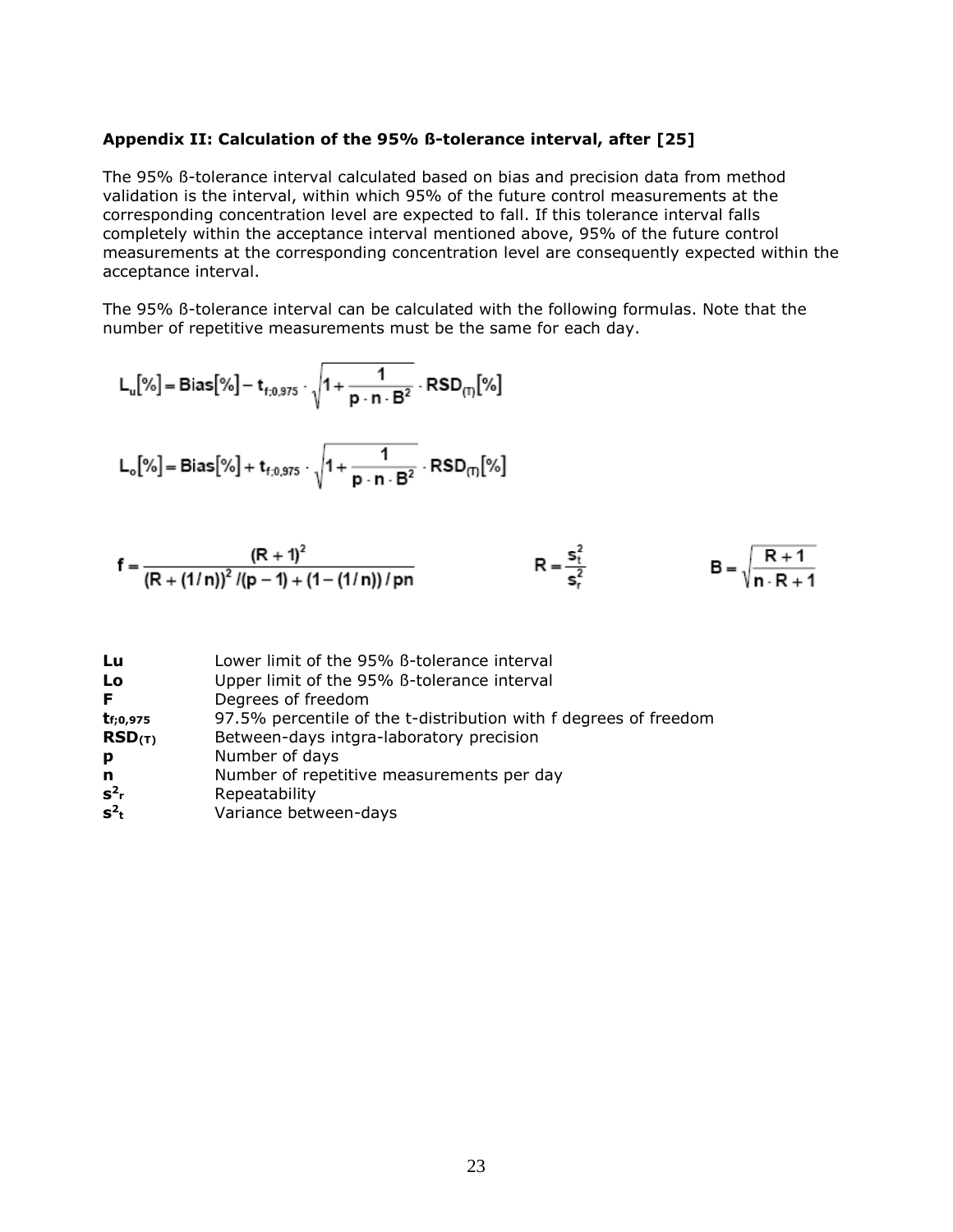### Appendix II: Calculation of the 95% ß-tolerance interval, after [25]

The 95% ß-tolerance interval calculated based on bias and precision data from method validation is the interval, within which 95% of the future control measurements at the corresponding concentration level are expected to fall. If this tolerance interval falls completely within the acceptance interval mentioned above, 95% of the future control measurements at the corresponding concentration level are consequently expected within the acceptance interval.

The 95% ß-tolerance interval can be calculated with the following formulas. Note that the number of repetitive measurements must be the same for each day.

$$L_u[\%] = \text{Bias}[\%] - t_{f;0,975} \cdot \sqrt{1 + \frac{1}{p \cdot n \cdot B^2}} \cdot RSD_{(T)}[\%]$$

$$L_o[\%] = \text{Bias}[\%] + t_{f;0,975} \cdot \sqrt{1 + \frac{1}{p \cdot n \cdot B^2}} \cdot RSD_{(T)}[\%]$$

$$f = \frac{(R+1)^2}{(R + (1/n))^2/(p-1) + (1-(1/n))/pn} \qquad R = \frac{s_t^2}{s_r^2} \qquad B = \sqrt{\frac{R+1}{n \cdot R + 1}}$$

| | |
|---|---|
| **Lu** | Lower limit of the 95% ß-tolerance interval |
| **Lo** | Upper limit of the 95% ß-tolerance interval |
| **F** | Degrees of freedom |
| $\mathbf{t_{f;0,975}}$ | 97.5% percentile of the t-distribution with f degrees of freedom |
| $\mathbf{RSD_{(T)}}$ | Between-days intgra-laboratory precision |
| **p** | Number of days |
| **n** | Number of repetitive measurements per day |
| $\mathbf{s^2_r}$ | Repeatability |
| $\mathbf{s^2_t}$ | Variance between-days |